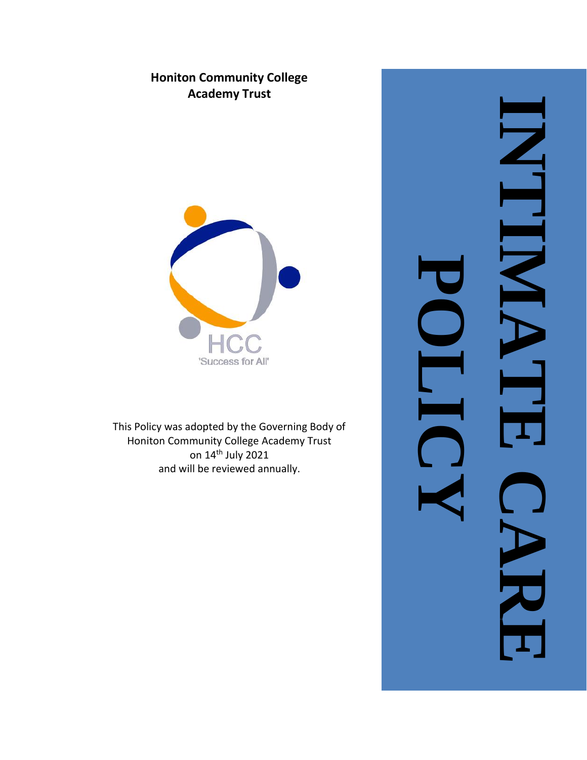# INTIMATE CARE POLICY

**Honiton Community College Academy Trust**

HCC
'Success for All'

This Policy was adopted by the Governing Body of Honiton Community College Academy Trust on 14th July 2021 and will be reviewed annually.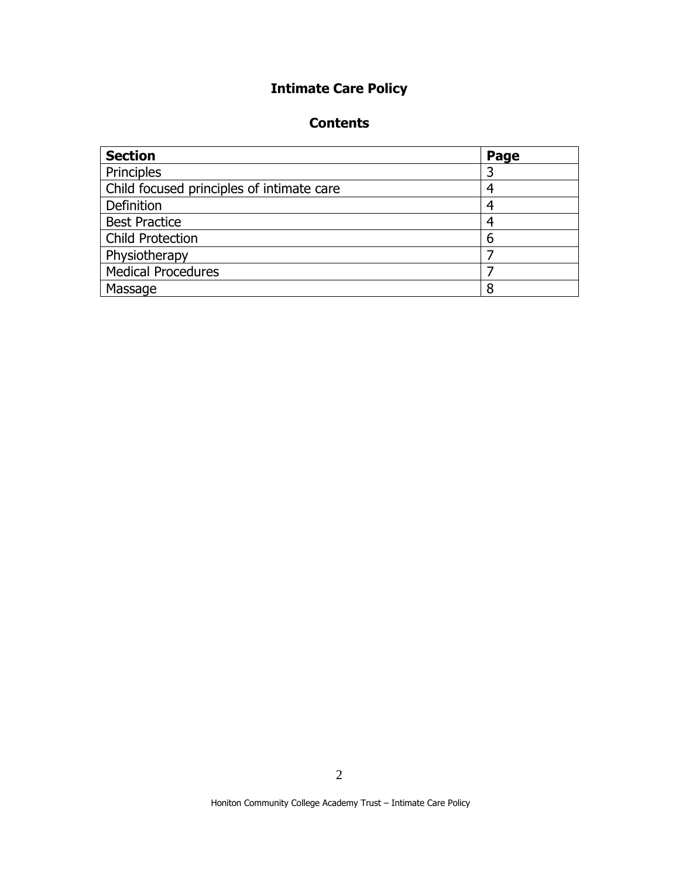# Intimate Care Policy

## Contents

| **Section** | **Page** |
|---|---|
| Principles | 3 |
| Child focused principles of intimate care | 4 |
| Definition | 4 |
| Best Practice | 4 |
| Child Protection | 6 |
| Physiotherapy | 7 |
| Medical Procedures | 7 |
| Massage | 8 |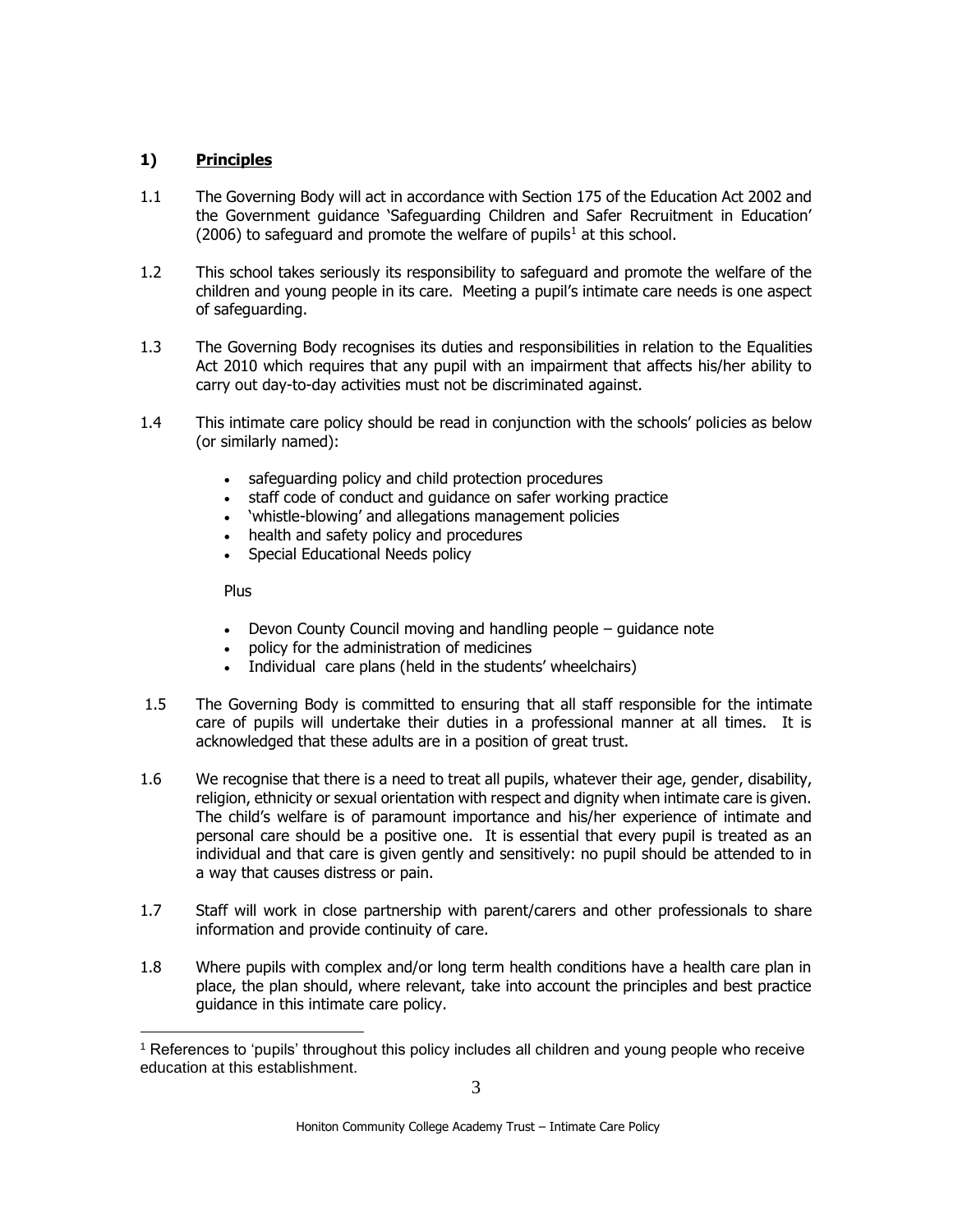## 1) **Principles**

1.1 The Governing Body will act in accordance with Section 175 of the Education Act 2002 and the Government guidance 'Safeguarding Children and Safer Recruitment in Education' (2006) to safeguard and promote the welfare of pupils[1] at this school.

1.2 This school takes seriously its responsibility to safeguard and promote the welfare of the children and young people in its care. Meeting a pupil's intimate care needs is one aspect of safeguarding.

1.3 The Governing Body recognises its duties and responsibilities in relation to the Equalities Act 2010 which requires that any pupil with an impairment that affects his/her ability to carry out day-to-day activities must not be discriminated against.

1.4 This intimate care policy should be read in conjunction with the schools' policies as below (or similarly named):

- safeguarding policy and child protection procedures
- staff code of conduct and guidance on safer working practice
- 'whistle-blowing' and allegations management policies
- health and safety policy and procedures
- Special Educational Needs policy

Plus

- Devon County Council moving and handling people – guidance note
- policy for the administration of medicines
- Individual care plans (held in the students' wheelchairs)

1.5 The Governing Body is committed to ensuring that all staff responsible for the intimate care of pupils will undertake their duties in a professional manner at all times. It is acknowledged that these adults are in a position of great trust.

1.6 We recognise that there is a need to treat all pupils, whatever their age, gender, disability, religion, ethnicity or sexual orientation with respect and dignity when intimate care is given. The child's welfare is of paramount importance and his/her experience of intimate and personal care should be a positive one. It is essential that every pupil is treated as an individual and that care is given gently and sensitively: no pupil should be attended to in a way that causes distress or pain.

1.7 Staff will work in close partnership with parent/carers and other professionals to share information and provide continuity of care.

1.8 Where pupils with complex and/or long term health conditions have a health care plan in place, the plan should, where relevant, take into account the principles and best practice guidance in this intimate care policy.

[1] References to 'pupils' throughout this policy includes all children and young people who receive education at this establishment.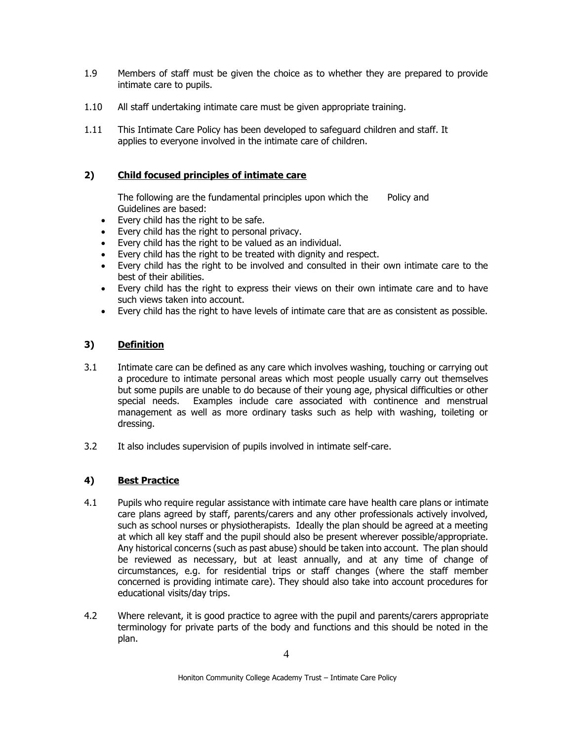1.9 Members of staff must be given the choice as to whether they are prepared to provide intimate care to pupils.

1.10 All staff undertaking intimate care must be given appropriate training.

1.11 This Intimate Care Policy has been developed to safeguard children and staff. It applies to everyone involved in the intimate care of children.

## 2) Child focused principles of intimate care

The following are the fundamental principles upon which the Policy and Guidelines are based:

- Every child has the right to be safe.
- Every child has the right to personal privacy.
- Every child has the right to be valued as an individual.
- Every child has the right to be treated with dignity and respect.
- Every child has the right to be involved and consulted in their own intimate care to the best of their abilities.
- Every child has the right to express their views on their own intimate care and to have such views taken into account.
- Every child has the right to have levels of intimate care that are as consistent as possible.

## 3) Definition

3.1 Intimate care can be defined as any care which involves washing, touching or carrying out a procedure to intimate personal areas which most people usually carry out themselves but some pupils are unable to do because of their young age, physical difficulties or other special needs. Examples include care associated with continence and menstrual management as well as more ordinary tasks such as help with washing, toileting or dressing.

3.2 It also includes supervision of pupils involved in intimate self-care.

## 4) Best Practice

4.1 Pupils who require regular assistance with intimate care have health care plans or intimate care plans agreed by staff, parents/carers and any other professionals actively involved, such as school nurses or physiotherapists. Ideally the plan should be agreed at a meeting at which all key staff and the pupil should also be present wherever possible/appropriate. Any historical concerns (such as past abuse) should be taken into account. The plan should be reviewed as necessary, but at least annually, and at any time of change of circumstances, e.g. for residential trips or staff changes (where the staff member concerned is providing intimate care). They should also take into account procedures for educational visits/day trips.

4.2 Where relevant, it is good practice to agree with the pupil and parents/carers appropriate terminology for private parts of the body and functions and this should be noted in the plan.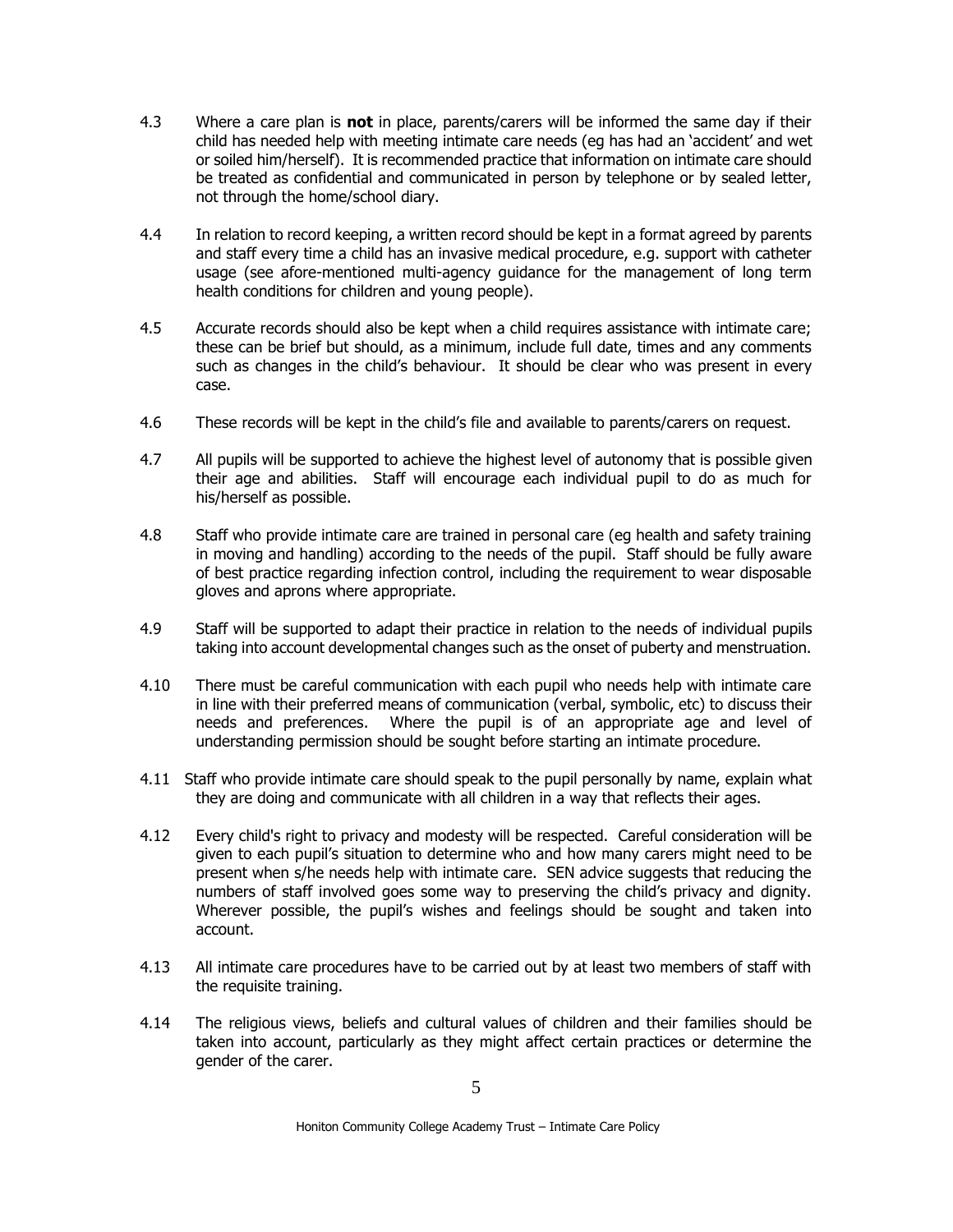4.3 Where a care plan is **not** in place, parents/carers will be informed the same day if their child has needed help with meeting intimate care needs (eg has had an 'accident' and wet or soiled him/herself). It is recommended practice that information on intimate care should be treated as confidential and communicated in person by telephone or by sealed letter, not through the home/school diary.

4.4 In relation to record keeping, a written record should be kept in a format agreed by parents and staff every time a child has an invasive medical procedure, e.g. support with catheter usage (see afore-mentioned multi-agency guidance for the management of long term health conditions for children and young people).

4.5 Accurate records should also be kept when a child requires assistance with intimate care; these can be brief but should, as a minimum, include full date, times and any comments such as changes in the child's behaviour. It should be clear who was present in every case.

4.6 These records will be kept in the child's file and available to parents/carers on request.

4.7 All pupils will be supported to achieve the highest level of autonomy that is possible given their age and abilities. Staff will encourage each individual pupil to do as much for his/herself as possible.

4.8 Staff who provide intimate care are trained in personal care (eg health and safety training in moving and handling) according to the needs of the pupil. Staff should be fully aware of best practice regarding infection control, including the requirement to wear disposable gloves and aprons where appropriate.

4.9 Staff will be supported to adapt their practice in relation to the needs of individual pupils taking into account developmental changes such as the onset of puberty and menstruation.

4.10 There must be careful communication with each pupil who needs help with intimate care in line with their preferred means of communication (verbal, symbolic, etc) to discuss their needs and preferences. Where the pupil is of an appropriate age and level of understanding permission should be sought before starting an intimate procedure.

4.11 Staff who provide intimate care should speak to the pupil personally by name, explain what they are doing and communicate with all children in a way that reflects their ages.

4.12 Every child's right to privacy and modesty will be respected. Careful consideration will be given to each pupil's situation to determine who and how many carers might need to be present when s/he needs help with intimate care. SEN advice suggests that reducing the numbers of staff involved goes some way to preserving the child's privacy and dignity. Wherever possible, the pupil's wishes and feelings should be sought and taken into account.

4.13 All intimate care procedures have to be carried out by at least two members of staff with the requisite training.

4.14 The religious views, beliefs and cultural values of children and their families should be taken into account, particularly as they might affect certain practices or determine the gender of the carer.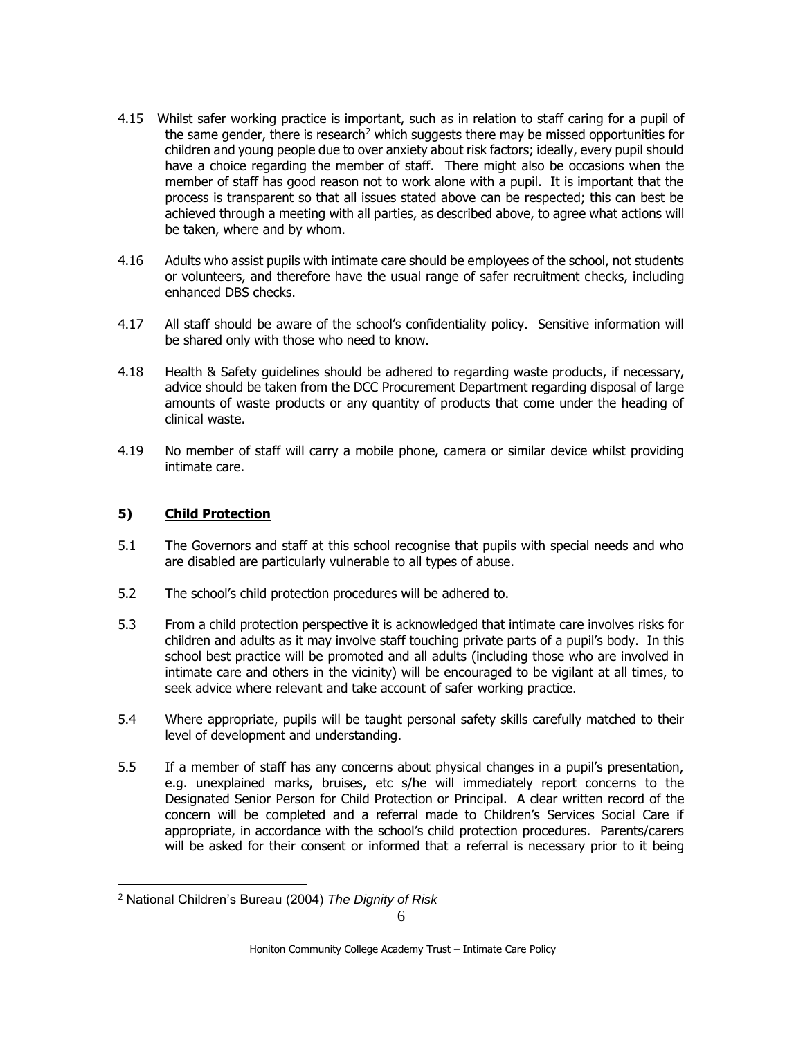4.15 Whilst safer working practice is important, such as in relation to staff caring for a pupil of the same gender, there is research[2] which suggests there may be missed opportunities for children and young people due to over anxiety about risk factors; ideally, every pupil should have a choice regarding the member of staff. There might also be occasions when the member of staff has good reason not to work alone with a pupil. It is important that the process is transparent so that all issues stated above can be respected; this can best be achieved through a meeting with all parties, as described above, to agree what actions will be taken, where and by whom.

4.16 Adults who assist pupils with intimate care should be employees of the school, not students or volunteers, and therefore have the usual range of safer recruitment checks, including enhanced DBS checks.

4.17 All staff should be aware of the school's confidentiality policy. Sensitive information will be shared only with those who need to know.

4.18 Health & Safety guidelines should be adhered to regarding waste products, if necessary, advice should be taken from the DCC Procurement Department regarding disposal of large amounts of waste products or any quantity of products that come under the heading of clinical waste.

4.19 No member of staff will carry a mobile phone, camera or similar device whilst providing intimate care.

## 5) Child Protection

5.1 The Governors and staff at this school recognise that pupils with special needs and who are disabled are particularly vulnerable to all types of abuse.

5.2 The school's child protection procedures will be adhered to.

5.3 From a child protection perspective it is acknowledged that intimate care involves risks for children and adults as it may involve staff touching private parts of a pupil's body. In this school best practice will be promoted and all adults (including those who are involved in intimate care and others in the vicinity) will be encouraged to be vigilant at all times, to seek advice where relevant and take account of safer working practice.

5.4 Where appropriate, pupils will be taught personal safety skills carefully matched to their level of development and understanding.

5.5 If a member of staff has any concerns about physical changes in a pupil's presentation, e.g. unexplained marks, bruises, etc s/he will immediately report concerns to the Designated Senior Person for Child Protection or Principal. A clear written record of the concern will be completed and a referral made to Children's Services Social Care if appropriate, in accordance with the school's child protection procedures. Parents/carers will be asked for their consent or informed that a referral is necessary prior to it being

[2] National Children's Bureau (2004) *The Dignity of Risk*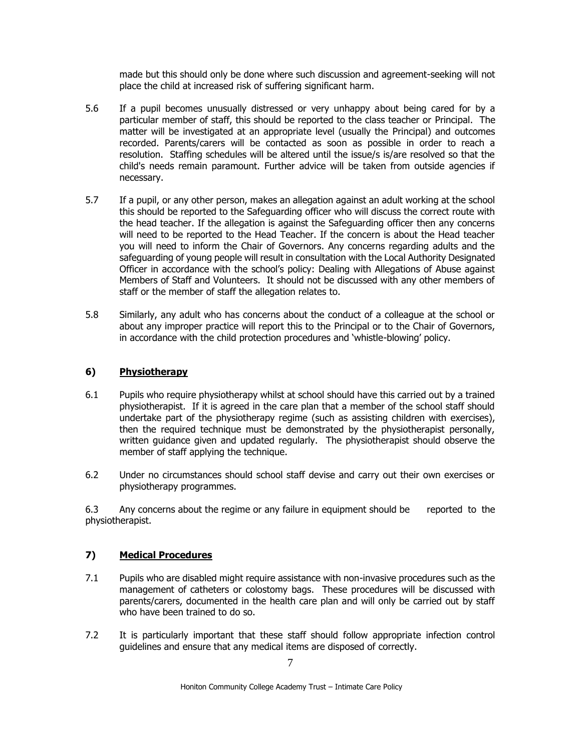made but this should only be done where such discussion and agreement-seeking will not place the child at increased risk of suffering significant harm.

5.6 If a pupil becomes unusually distressed or very unhappy about being cared for by a particular member of staff, this should be reported to the class teacher or Principal. The matter will be investigated at an appropriate level (usually the Principal) and outcomes recorded. Parents/carers will be contacted as soon as possible in order to reach a resolution. Staffing schedules will be altered until the issue/s is/are resolved so that the child's needs remain paramount. Further advice will be taken from outside agencies if necessary.

5.7 If a pupil, or any other person, makes an allegation against an adult working at the school this should be reported to the Safeguarding officer who will discuss the correct route with the head teacher. If the allegation is against the Safeguarding officer then any concerns will need to be reported to the Head Teacher. If the concern is about the Head teacher you will need to inform the Chair of Governors. Any concerns regarding adults and the safeguarding of young people will result in consultation with the Local Authority Designated Officer in accordance with the school's policy: Dealing with Allegations of Abuse against Members of Staff and Volunteers. It should not be discussed with any other members of staff or the member of staff the allegation relates to.

5.8 Similarly, any adult who has concerns about the conduct of a colleague at the school or about any improper practice will report this to the Principal or to the Chair of Governors, in accordance with the child protection procedures and 'whistle-blowing' policy.

## 6) Physiotherapy

6.1 Pupils who require physiotherapy whilst at school should have this carried out by a trained physiotherapist. If it is agreed in the care plan that a member of the school staff should undertake part of the physiotherapy regime (such as assisting children with exercises), then the required technique must be demonstrated by the physiotherapist personally, written guidance given and updated regularly. The physiotherapist should observe the member of staff applying the technique.

6.2 Under no circumstances should school staff devise and carry out their own exercises or physiotherapy programmes.

6.3 Any concerns about the regime or any failure in equipment should be reported to the physiotherapist.

## 7) Medical Procedures

7.1 Pupils who are disabled might require assistance with non-invasive procedures such as the management of catheters or colostomy bags. These procedures will be discussed with parents/carers, documented in the health care plan and will only be carried out by staff who have been trained to do so.

7.2 It is particularly important that these staff should follow appropriate infection control guidelines and ensure that any medical items are disposed of correctly.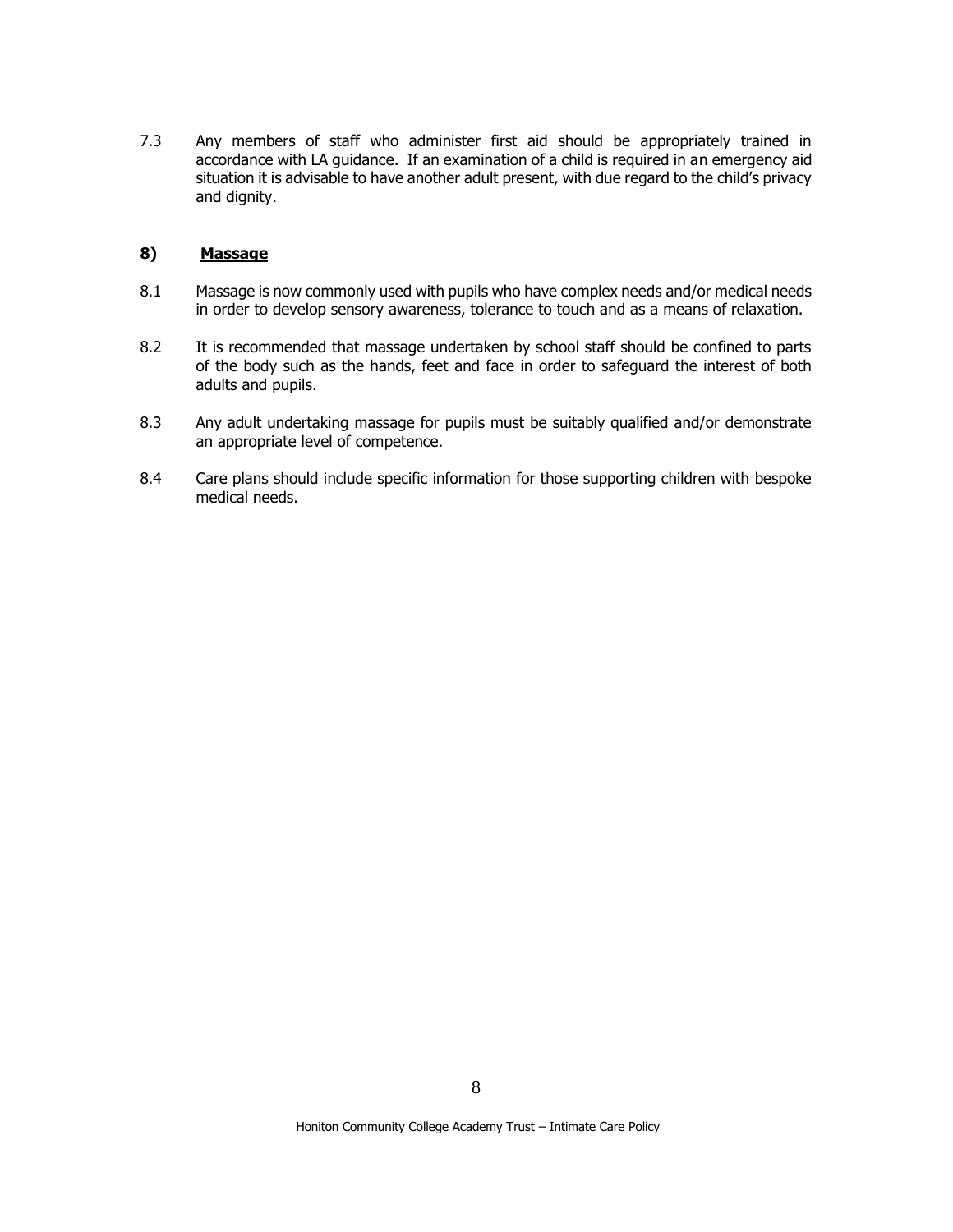7.3 Any members of staff who administer first aid should be appropriately trained in accordance with LA guidance. If an examination of a child is required in an emergency aid situation it is advisable to have another adult present, with due regard to the child's privacy and dignity.

## 8) Massage

8.1 Massage is now commonly used with pupils who have complex needs and/or medical needs in order to develop sensory awareness, tolerance to touch and as a means of relaxation.

8.2 It is recommended that massage undertaken by school staff should be confined to parts of the body such as the hands, feet and face in order to safeguard the interest of both adults and pupils.

8.3 Any adult undertaking massage for pupils must be suitably qualified and/or demonstrate an appropriate level of competence.

8.4 Care plans should include specific information for those supporting children with bespoke medical needs.